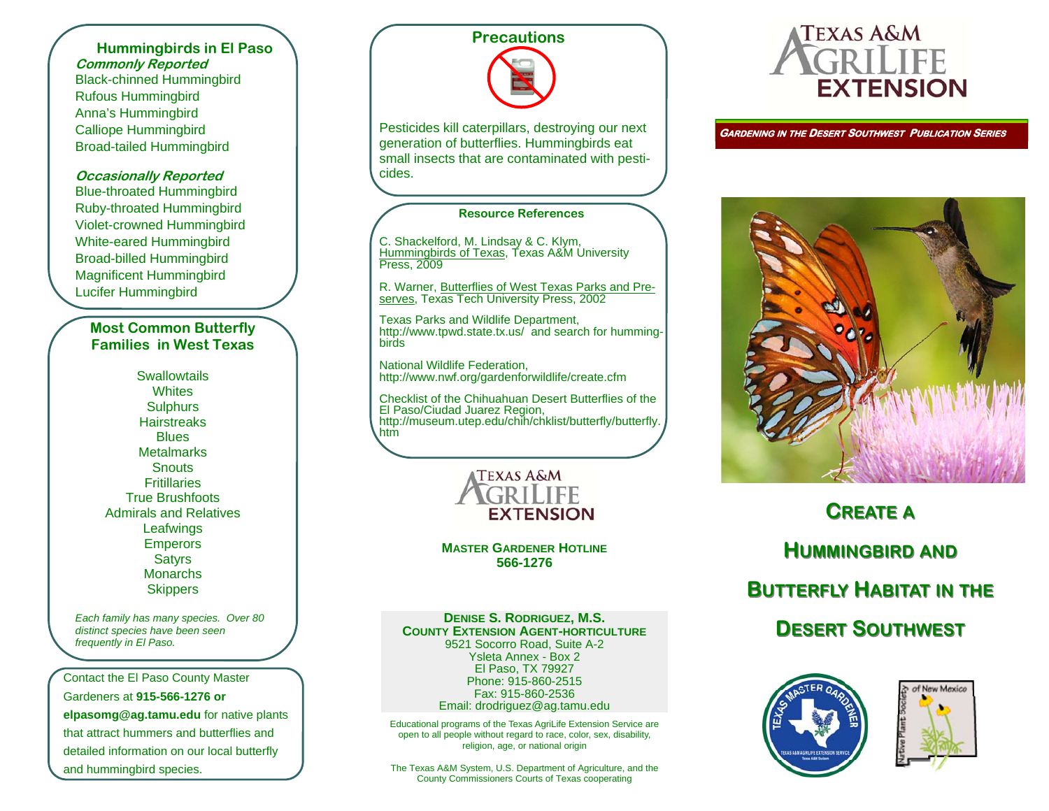## Hummingbirds in El Paso

***Commonly Reported***

Black-chinned Hummingbird
Rufous Hummingbird
Anna's Hummingbird
Calliope Hummingbird
Broad-tailed Hummingbird

***Occasionally Reported***

Blue-throated Hummingbird
Ruby-throated Hummingbird
Violet-crowned Hummingbird
White-eared Hummingbird
Broad-billed Hummingbird
Magnificent Hummingbird
Lucifer Hummingbird

## Most Common Butterfly Families in West Texas

Swallowtails
Whites
Sulphurs
Hairstreaks
Blues
Metalmarks
Snouts
Fritillaries
True Brushfoots
Admirals and Relatives
Leafwings
Emperors
Satyrs
Monarchs
Skippers

*Each family has many species. Over 80 distinct species have been seen frequently in El Paso.*

Contact the El Paso County Master Gardeners at **915-566-1276 or elpasomg@ag.tamu.edu** for native plants that attract hummers and butterflies and detailed information on our local butterfly and hummingbird species.

## Precautions

Pesticides kill caterpillars, destroying our next generation of butterflies. Hummingbirds eat small insects that are contaminated with pesticides.

### Resource References

C. Shackelford, M. Lindsay & C. Klym, Hummingbirds of Texas, Texas A&M University Press, 2009

R. Warner, Butterflies of West Texas Parks and Preserves, Texas Tech University Press, 2002

Texas Parks and Wildlife Department, http://www.tpwd.state.tx.us/ and search for hummingbirds

National Wildlife Federation, http://www.nwf.org/gardenforwildlife/create.cfm

Checklist of the Chihuahuan Desert Butterflies of the El Paso/Ciudad Juarez Region, http://museum.utep.edu/chih/chklist/butterfly/butterfly.htm

Texas A&M AgriLife Extension

**Master Gardener Hotline**
**566-1276**

**Denise S. Rodriguez, M.S.**
**County Extension Agent-Horticulture**
9521 Socorro Road, Suite A-2
Ysleta Annex - Box 2
El Paso, TX 79927
Phone: 915-860-2515
Fax: 915-860-2536
Email: drodriguez@ag.tamu.edu

Educational programs of the Texas AgriLife Extension Service are open to all people without regard to race, color, sex, disability, religion, age, or national origin

The Texas A&M System, U.S. Department of Agriculture, and the County Commissioners Courts of Texas cooperating

Texas A&M AgriLife Extension

***Gardening in the Desert Southwest Publication Series***

# Create a Hummingbird and Butterfly Habitat in the Desert Southwest

Texas Master Gardener — Texas A&M AgriLife Extension Service, Texas A&M System

Native Plant Society of New Mexico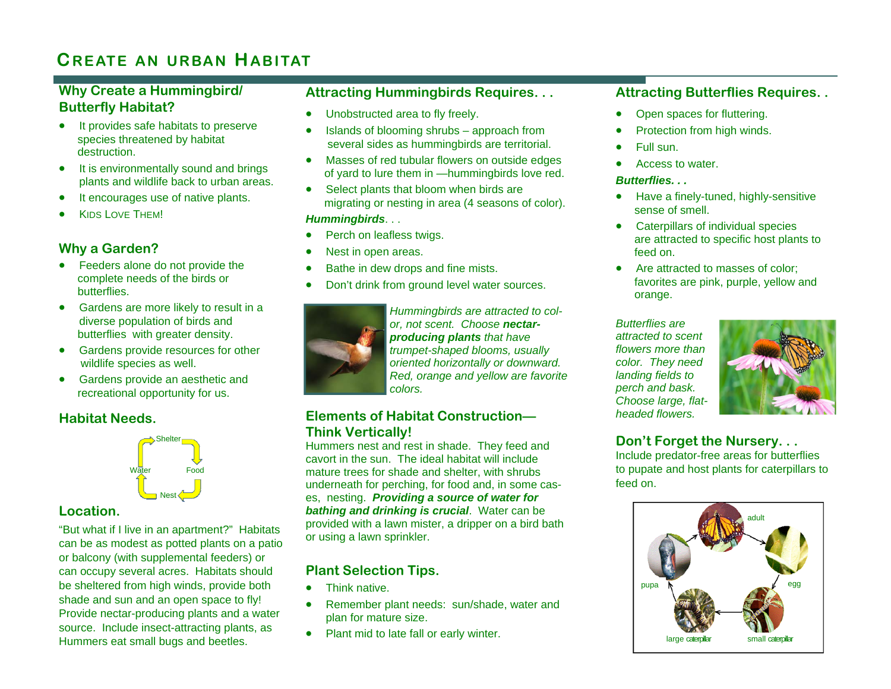# Create an Urban Habitat

## Why Create a Hummingbird/ Butterfly Habitat?

- It provides safe habitats to preserve species threatened by habitat destruction.
- It is environmentally sound and brings plants and wildlife back to urban areas.
- It encourages use of native plants.
- Kids Love Them!

## Why a Garden?

- Feeders alone do not provide the complete needs of the birds or butterflies.
- Gardens are more likely to result in a diverse population of birds and butterflies with greater density.
- Gardens provide resources for other wildlife species as well.
- Gardens provide an aesthetic and recreational opportunity for us.

## Habitat Needs.

Shelter
Food
Nest
Water

## Location.

"But what if I live in an apartment?" Habitats can be as modest as potted plants on a patio or balcony (with supplemental feeders) or can occupy several acres. Habitats should be sheltered from high winds, provide both shade and sun and an open space to fly! Provide nectar-producing plants and a water source. Include insect-attracting plants, as Hummers eat small bugs and beetles.

## Attracting Hummingbirds Requires. . .

- Unobstructed area to fly freely.
- Islands of blooming shrubs – approach from several sides as hummingbirds are territorial.
- Masses of red tubular flowers on outside edges of yard to lure them in —hummingbirds love red.
- Select plants that bloom when birds are migrating or nesting in area (4 seasons of color).

***Hummingbirds*** . . .

- Perch on leafless twigs.
- Nest in open areas.
- Bathe in dew drops and fine mists.
- Don't drink from ground level water sources.

*Hummingbirds are attracted to color, not scent. Choose* ***nectar-producing plants*** *that have trumpet-shaped blooms, usually oriented horizontally or downward. Red, orange and yellow are favorite colors.*

## Elements of Habitat Construction—Think Vertically!

Hummers nest and rest in shade. They feed and cavort in the sun. The ideal habitat will include mature trees for shade and shelter, with shrubs underneath for perching, for food and, in some cases, nesting. ***Providing a source of water for bathing and drinking is crucial***. Water can be provided with a lawn mister, a dripper on a bird bath or using a lawn sprinkler.

## Plant Selection Tips.

- Think native.
- Remember plant needs: sun/shade, water and plan for mature size.
- Plant mid to late fall or early winter.

## Attracting Butterflies Requires. .

- Open spaces for fluttering.
- Protection from high winds.
- Full sun.
- Access to water.

***Butterflies. . .***

- Have a finely-tuned, highly-sensitive sense of smell.
- Caterpillars of individual species are attracted to specific host plants to feed on.
- Are attracted to masses of color; favorites are pink, purple, yellow and orange.

*Butterflies are attracted to scent flowers more than color. They need landing fields to perch and bask. Choose large, flat-headed flowers.*

## Don't Forget the Nursery. . .

Include predator-free areas for butterflies to pupate and host plants for caterpillars to feed on.

adult
egg
small caterpillar
large caterpillar
pupa